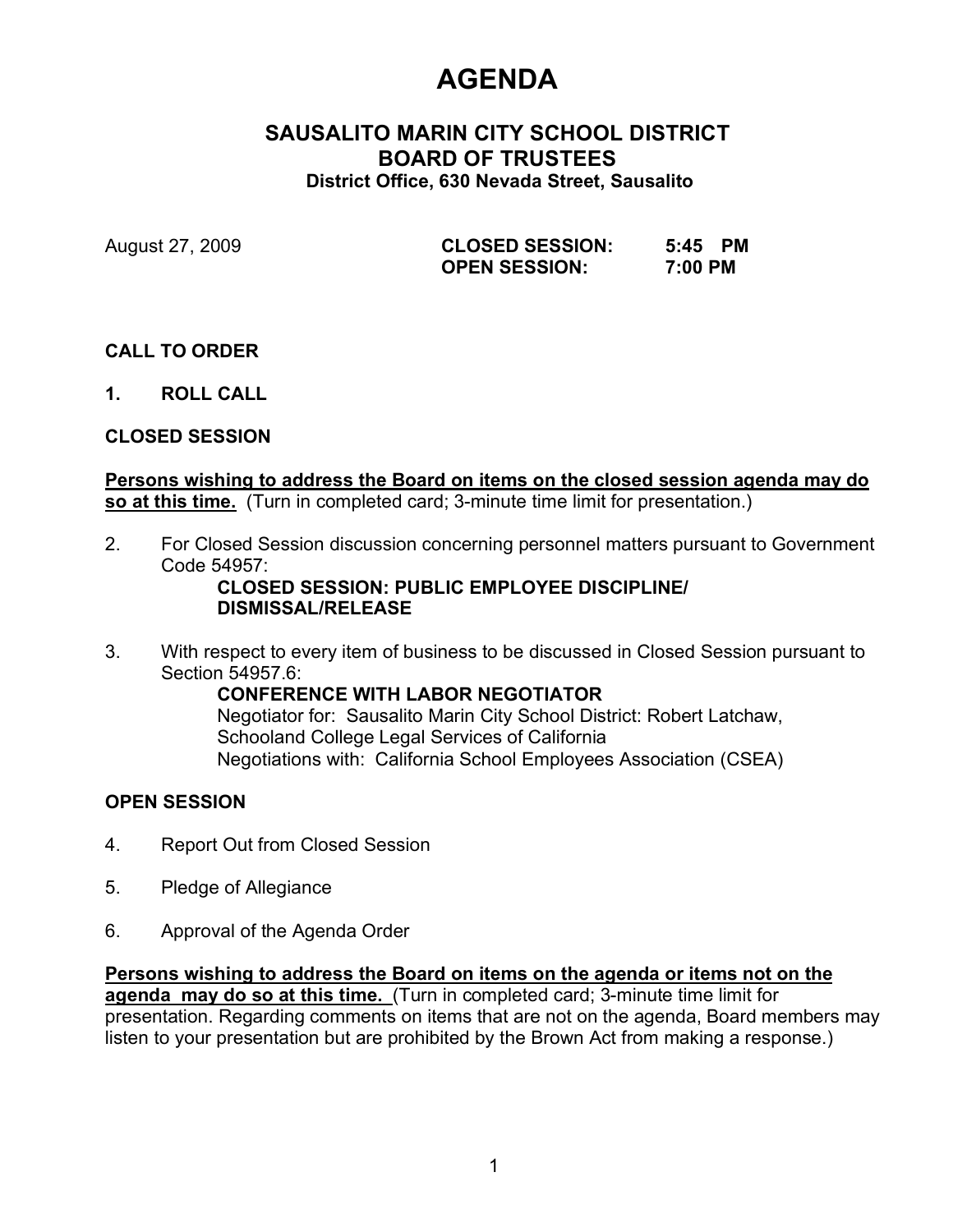# AGENDA

## SAUSALITO MARIN CITY SCHOOL DISTRICT
## BOARD OF TRUSTEES

**District Office, 630 Nevada Street, Sausalito**

August 27, 2009 **CLOSED SESSION: 5:45 PM**
**OPEN SESSION: 7:00 PM**

**CALL TO ORDER**

**1. ROLL CALL**

**CLOSED SESSION**

**Persons wishing to address the Board on items on the closed session agenda may do so at this time.** (Turn in completed card; 3-minute time limit for presentation.)

2. For Closed Session discussion concerning personnel matters pursuant to Government Code 54957:
   **CLOSED SESSION: PUBLIC EMPLOYEE DISCIPLINE/ DISMISSAL/RELEASE**

3. With respect to every item of business to be discussed in Closed Session pursuant to Section 54957.6:
   **CONFERENCE WITH LABOR NEGOTIATOR**
   Negotiator for: Sausalito Marin City School District: Robert Latchaw, Schooland College Legal Services of California
   Negotiations with: California School Employees Association (CSEA)

**OPEN SESSION**

4. Report Out from Closed Session

5. Pledge of Allegiance

6. Approval of the Agenda Order

**Persons wishing to address the Board on items on the agenda or items not on the agenda may do so at this time.** (Turn in completed card; 3-minute time limit for presentation. Regarding comments on items that are not on the agenda, Board members may listen to your presentation but are prohibited by the Brown Act from making a response.)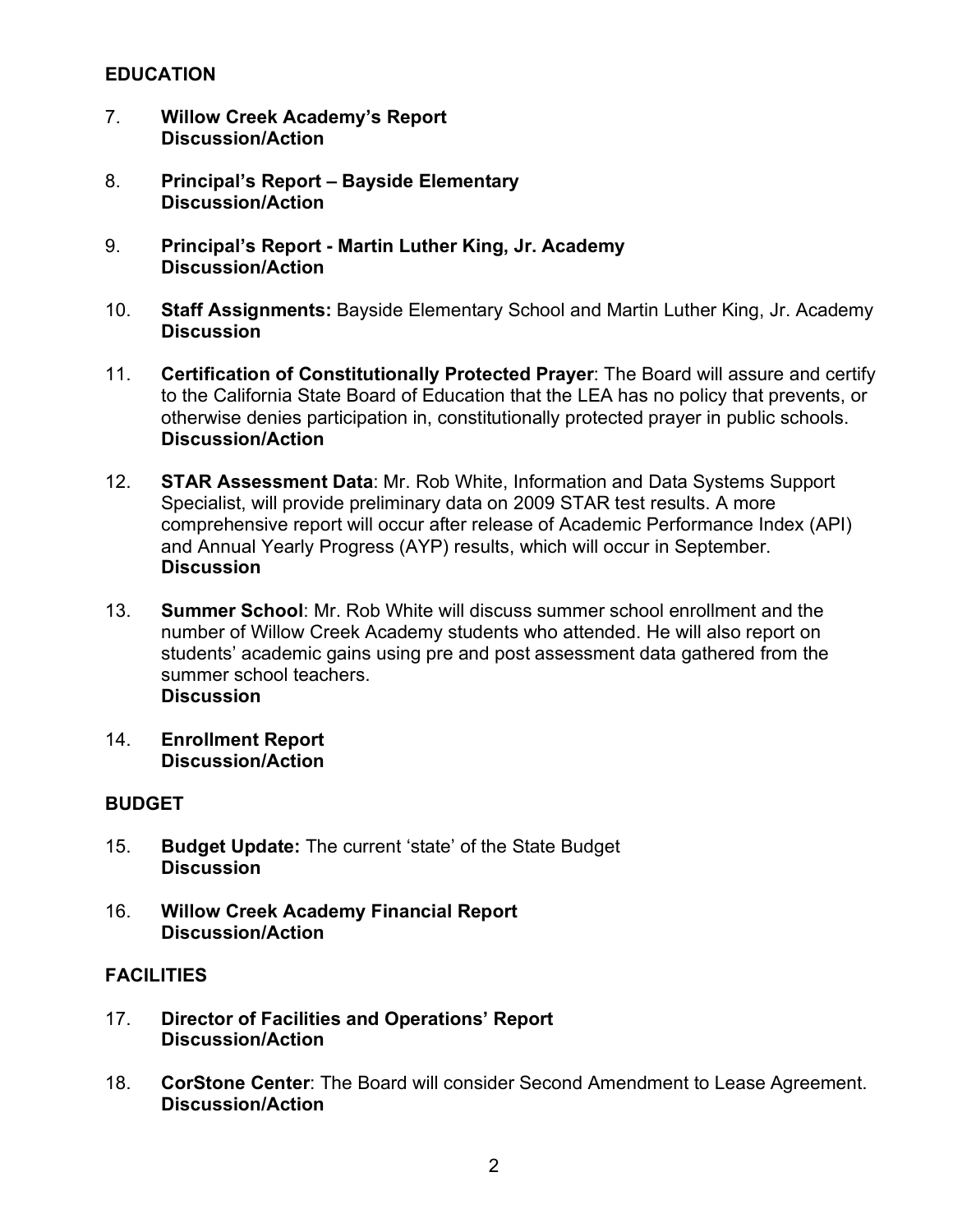**EDUCATION**

7. **Willow Creek Academy's Report**
   **Discussion/Action**

8. **Principal's Report – Bayside Elementary**
   **Discussion/Action**

9. **Principal's Report - Martin Luther King, Jr. Academy**
   **Discussion/Action**

10. **Staff Assignments:** Bayside Elementary School and Martin Luther King, Jr. Academy
    **Discussion**

11. **Certification of Constitutionally Protected Prayer**: The Board will assure and certify to the California State Board of Education that the LEA has no policy that prevents, or otherwise denies participation in, constitutionally protected prayer in public schools.
    **Discussion/Action**

12. **STAR Assessment Data**: Mr. Rob White, Information and Data Systems Support Specialist, will provide preliminary data on 2009 STAR test results. A more comprehensive report will occur after release of Academic Performance Index (API) and Annual Yearly Progress (AYP) results, which will occur in September.
    **Discussion**

13. **Summer School**: Mr. Rob White will discuss summer school enrollment and the number of Willow Creek Academy students who attended. He will also report on students' academic gains using pre and post assessment data gathered from the summer school teachers.
    **Discussion**

14. **Enrollment Report**
    **Discussion/Action**

**BUDGET**

15. **Budget Update:** The current 'state' of the State Budget
    **Discussion**

16. **Willow Creek Academy Financial Report**
    **Discussion/Action**

**FACILITIES**

17. **Director of Facilities and Operations' Report**
    **Discussion/Action**

18. **CorStone Center**: The Board will consider Second Amendment to Lease Agreement.
    **Discussion/Action**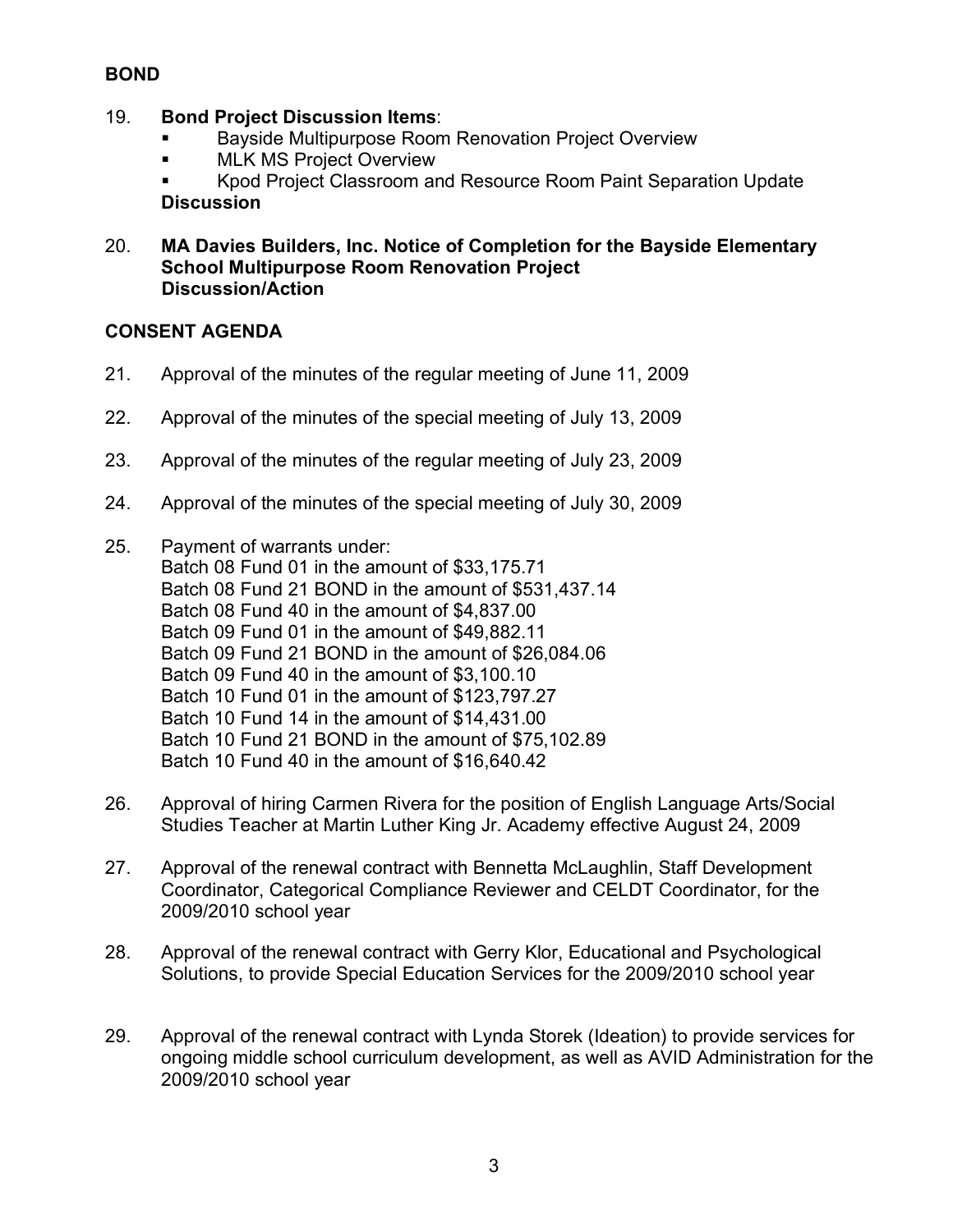**BOND**

19. **Bond Project Discussion Items**:
    - Bayside Multipurpose Room Renovation Project Overview
    - MLK MS Project Overview
    - Kpod Project Classroom and Resource Room Paint Separation Update

    **Discussion**

20. **MA Davies Builders, Inc. Notice of Completion for the Bayside Elementary School Multipurpose Room Renovation Project**
    **Discussion/Action**

**CONSENT AGENDA**

21. Approval of the minutes of the regular meeting of June 11, 2009

22. Approval of the minutes of the special meeting of July 13, 2009

23. Approval of the minutes of the regular meeting of July 23, 2009

24. Approval of the minutes of the special meeting of July 30, 2009

25. Payment of warrants under:
    Batch 08 Fund 01 in the amount of $33,175.71
    Batch 08 Fund 21 BOND in the amount of $531,437.14
    Batch 08 Fund 40 in the amount of $4,837.00
    Batch 09 Fund 01 in the amount of $49,882.11
    Batch 09 Fund 21 BOND in the amount of $26,084.06
    Batch 09 Fund 40 in the amount of $3,100.10
    Batch 10 Fund 01 in the amount of $123,797.27
    Batch 10 Fund 14 in the amount of $14,431.00
    Batch 10 Fund 21 BOND in the amount of $75,102.89
    Batch 10 Fund 40 in the amount of $16,640.42

26. Approval of hiring Carmen Rivera for the position of English Language Arts/Social Studies Teacher at Martin Luther King Jr. Academy effective August 24, 2009

27. Approval of the renewal contract with Bennetta McLaughlin, Staff Development Coordinator, Categorical Compliance Reviewer and CELDT Coordinator, for the 2009/2010 school year

28. Approval of the renewal contract with Gerry Klor, Educational and Psychological Solutions, to provide Special Education Services for the 2009/2010 school year

29. Approval of the renewal contract with Lynda Storek (Ideation) to provide services for ongoing middle school curriculum development, as well as AVID Administration for the 2009/2010 school year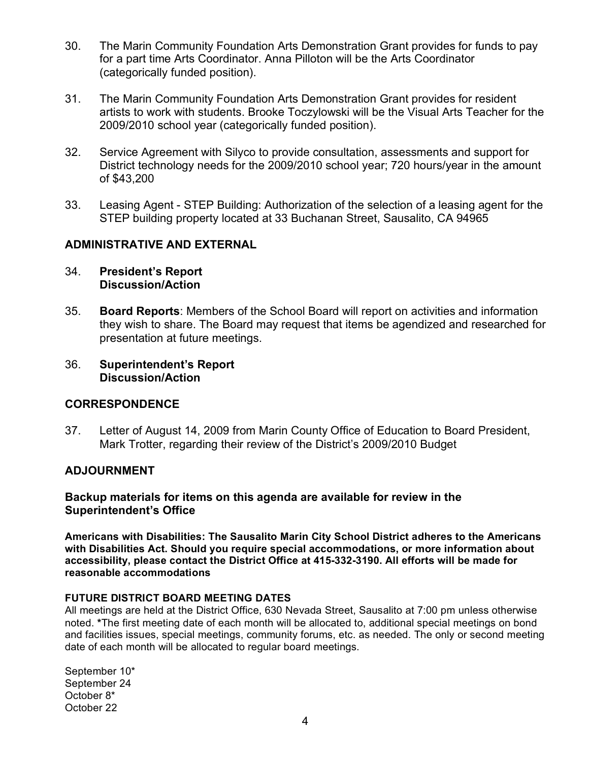30. The Marin Community Foundation Arts Demonstration Grant provides for funds to pay for a part time Arts Coordinator. Anna Pilloton will be the Arts Coordinator (categorically funded position).

31. The Marin Community Foundation Arts Demonstration Grant provides for resident artists to work with students. Brooke Toczylowski will be the Visual Arts Teacher for the 2009/2010 school year (categorically funded position).

32. Service Agreement with Silyco to provide consultation, assessments and support for District technology needs for the 2009/2010 school year; 720 hours/year in the amount of $43,200

33. Leasing Agent - STEP Building: Authorization of the selection of a leasing agent for the STEP building property located at 33 Buchanan Street, Sausalito, CA 94965

## ADMINISTRATIVE AND EXTERNAL

34. **President's Report**
    **Discussion/Action**

35. **Board Reports**: Members of the School Board will report on activities and information they wish to share. The Board may request that items be agendized and researched for presentation at future meetings.

36. **Superintendent's Report**
    **Discussion/Action**

## CORRESPONDENCE

37. Letter of August 14, 2009 from Marin County Office of Education to Board President, Mark Trotter, regarding their review of the District's 2009/2010 Budget

## ADJOURNMENT

**Backup materials for items on this agenda are available for review in the Superintendent's Office**

**Americans with Disabilities: The Sausalito Marin City School District adheres to the Americans with Disabilities Act. Should you require special accommodations, or more information about accessibility, please contact the District Office at 415-332-3190. All efforts will be made for reasonable accommodations**

**FUTURE DISTRICT BOARD MEETING DATES**

All meetings are held at the District Office, 630 Nevada Street, Sausalito at 7:00 pm unless otherwise noted. ***The first meeting date of each month will be allocated to, additional special meetings on bond and facilities issues, special meetings, community forums, etc. as needed. The only or second meeting date of each month will be allocated to regular board meetings.

September 10*
September 24
October 8*
October 22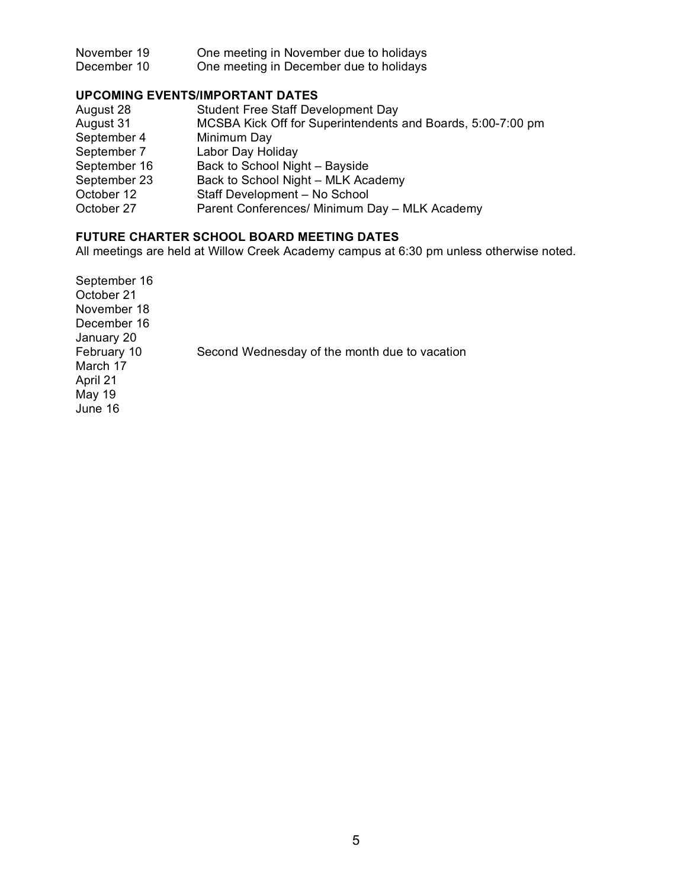| | |
|---|---|
| November 19 | One meeting in November due to holidays |
| December 10 | One meeting in December due to holidays |

**UPCOMING EVENTS/IMPORTANT DATES**

| | |
|---|---|
| August 28 | Student Free Staff Development Day |
| August 31 | MCSBA Kick Off for Superintendents and Boards, 5:00-7:00 pm |
| September 4 | Minimum Day |
| September 7 | Labor Day Holiday |
| September 16 | Back to School Night – Bayside |
| September 23 | Back to School Night – MLK Academy |
| October 12 | Staff Development – No School |
| October 27 | Parent Conferences/ Minimum Day – MLK Academy |

**FUTURE CHARTER SCHOOL BOARD MEETING DATES**

All meetings are held at Willow Creek Academy campus at 6:30 pm unless otherwise noted.

| | |
|---|---|
| September 16 | |
| October 21 | |
| November 18 | |
| December 16 | |
| January 20 | |
| February 10 | Second Wednesday of the month due to vacation |
| March 17 | |
| April 21 | |
| May 19 | |
| June 16 | |